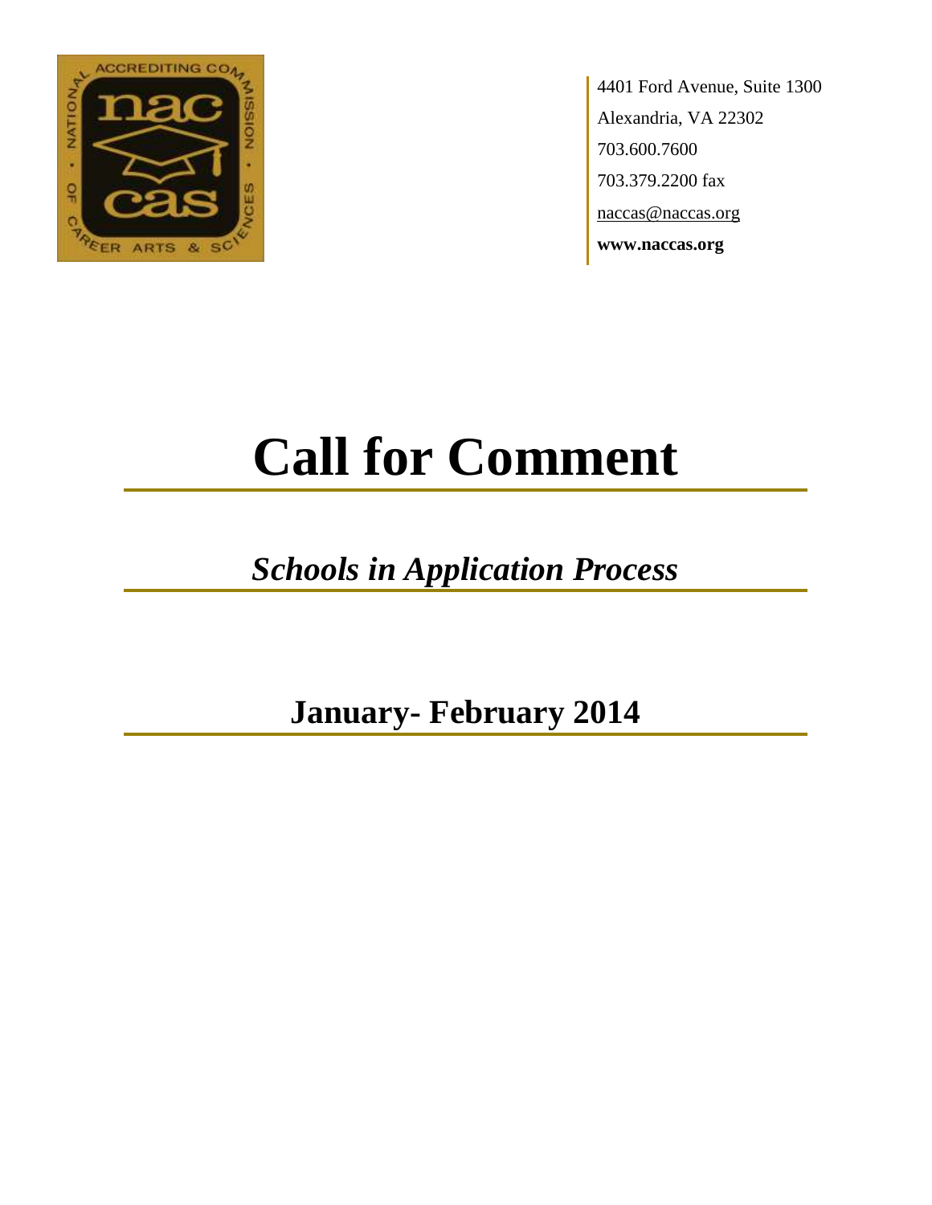4401 Ford Avenue, Suite 1300
Alexandria, VA 22302
703.600.7600
703.379.2200 fax
naccas@naccas.org
**www.naccas.org**

# Call for Comment

## *Schools in Application Process*

## January- February 2014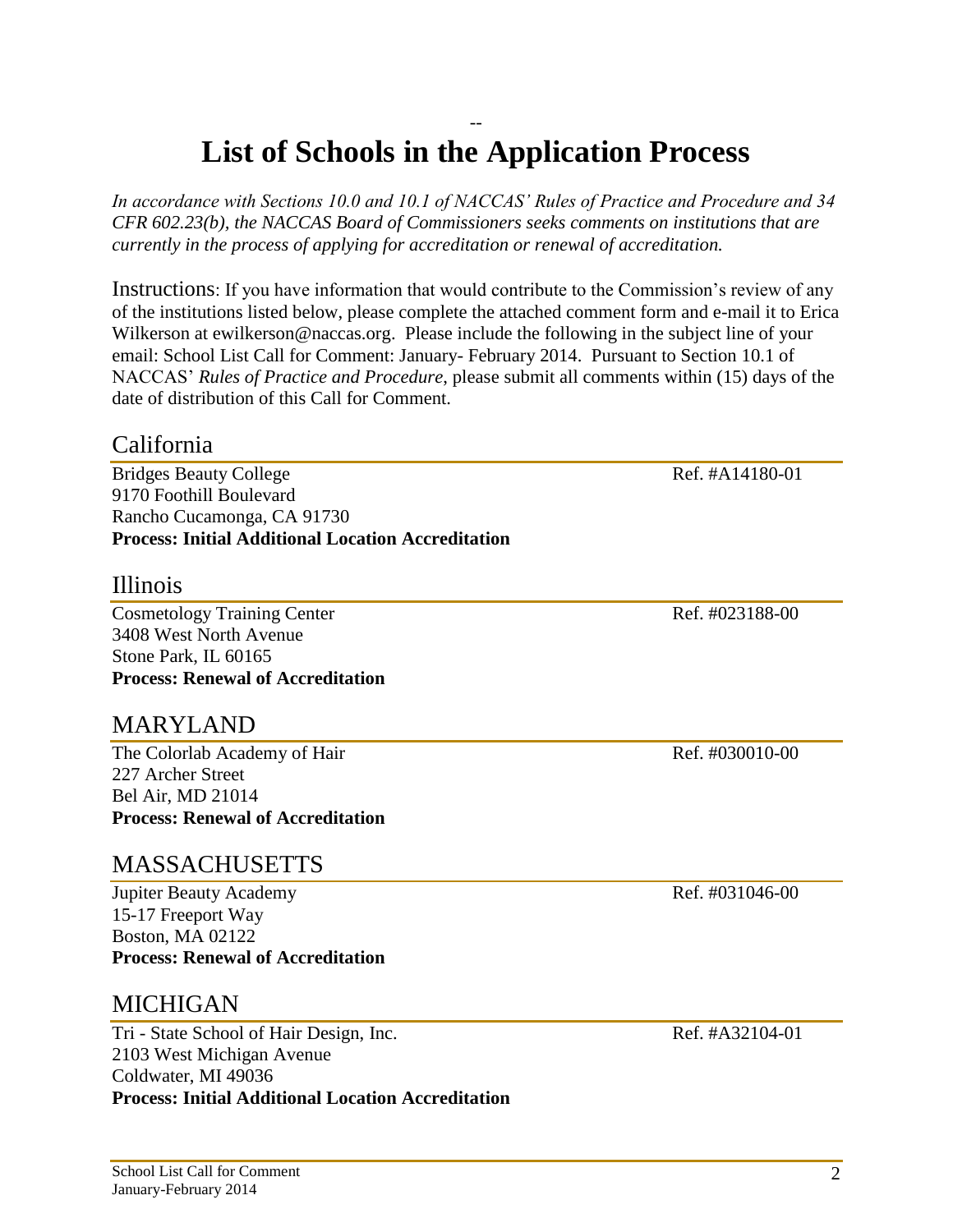# List of Schools in the Application Process

*In accordance with Sections 10.0 and 10.1 of NACCAS' Rules of Practice and Procedure and 34 CFR 602.23(b), the NACCAS Board of Commissioners seeks comments on institutions that are currently in the process of applying for accreditation or renewal of accreditation.*

Instructions: If you have information that would contribute to the Commission's review of any of the institutions listed below, please complete the attached comment form and e-mail it to Erica Wilkerson at ewilkerson@naccas.org. Please include the following in the subject line of your email: School List Call for Comment: January- February 2014. Pursuant to Section 10.1 of NACCAS' *Rules of Practice and Procedure,* please submit all comments within (15) days of the date of distribution of this Call for Comment.

## California

Bridges Beauty College — Ref. #A14180-01
9170 Foothill Boulevard
Rancho Cucamonga, CA 91730
**Process: Initial Additional Location Accreditation**

## Illinois

Cosmetology Training Center — Ref. #023188-00
3408 West North Avenue
Stone Park, IL 60165
**Process: Renewal of Accreditation**

## MARYLAND

The Colorlab Academy of Hair — Ref. #030010-00
227 Archer Street
Bel Air, MD 21014
**Process: Renewal of Accreditation**

## MASSACHUSETTS

Jupiter Beauty Academy — Ref. #031046-00
15-17 Freeport Way
Boston, MA 02122
**Process: Renewal of Accreditation**

## MICHIGAN

Tri - State School of Hair Design, Inc. — Ref. #A32104-01
2103 West Michigan Avenue
Coldwater, MI 49036
**Process: Initial Additional Location Accreditation**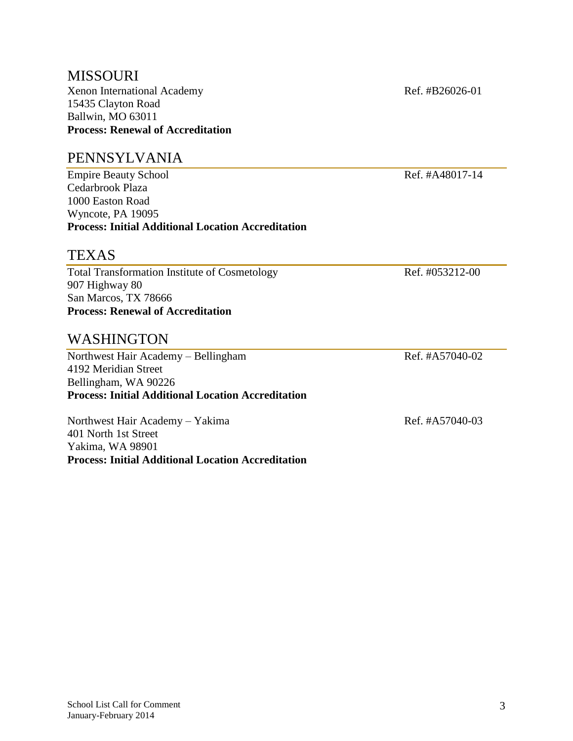## MISSOURI

Xenon International Academy  Ref. #B26026-01
15435 Clayton Road
Ballwin, MO 63011
**Process: Renewal of Accreditation**

## PENNSYLVANIA

Empire Beauty School  Ref. #A48017-14
Cedarbrook Plaza
1000 Easton Road
Wyncote, PA 19095
**Process: Initial Additional Location Accreditation**

## TEXAS

Total Transformation Institute of Cosmetology  Ref. #053212-00
907 Highway 80
San Marcos, TX 78666
**Process: Renewal of Accreditation**

## WASHINGTON

Northwest Hair Academy – Bellingham  Ref. #A57040-02
4192 Meridian Street
Bellingham, WA 90226
**Process: Initial Additional Location Accreditation**

Northwest Hair Academy – Yakima  Ref. #A57040-03
401 North 1st Street
Yakima, WA 98901
**Process: Initial Additional Location Accreditation**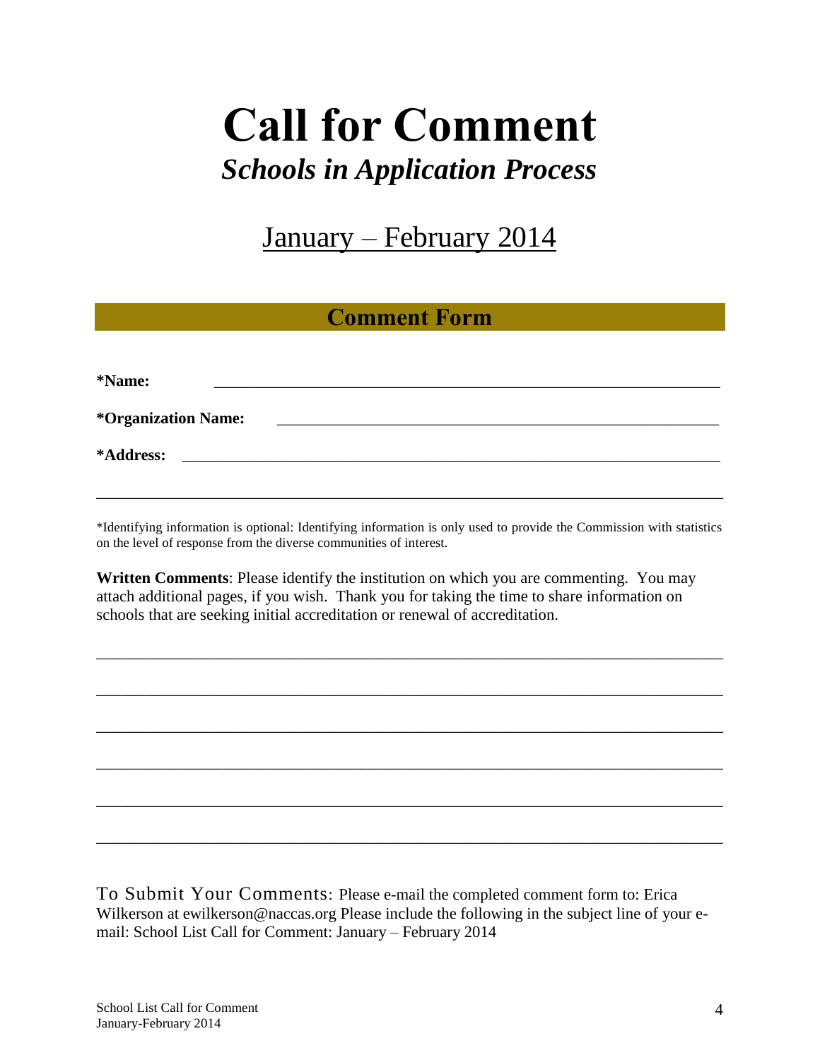# Call for Comment

## *Schools in Application Process*

January – February 2014

## Comment Form

**\*Name:** ____________________________________________________________

**\*Organization Name:** ____________________________________________________________

**\*Address:** ____________________________________________________________

____________________________________________________________________________

\*Identifying information is optional: Identifying information is only used to provide the Commission with statistics on the level of response from the diverse communities of interest.

**Written Comments**: Please identify the institution on which you are commenting. You may attach additional pages, if you wish. Thank you for taking the time to share information on schools that are seeking initial accreditation or renewal of accreditation.

____________________________________________________________________________

____________________________________________________________________________

____________________________________________________________________________

____________________________________________________________________________

____________________________________________________________________________

____________________________________________________________________________

To Submit Your Comments: Please e-mail the completed comment form to: Erica Wilkerson at ewilkerson@naccas.org Please include the following in the subject line of your e-mail: School List Call for Comment: January – February 2014